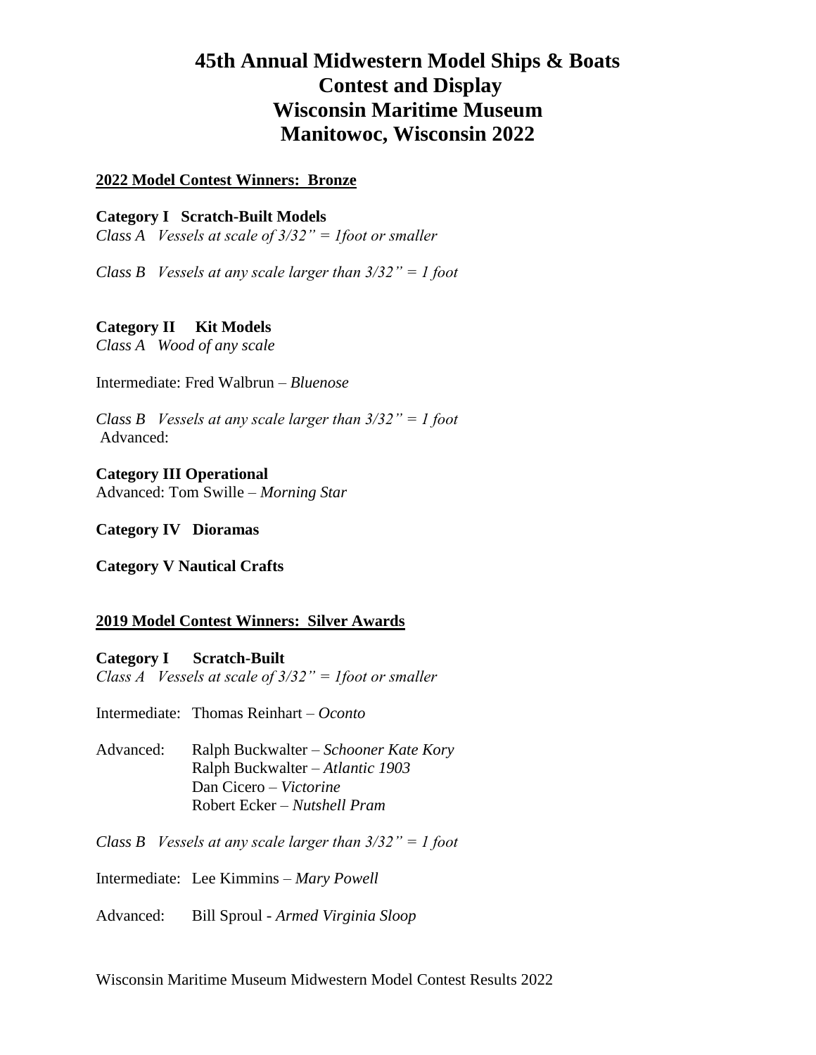# 45th Annual Midwestern Model Ships & Boats Contest and Display Wisconsin Maritime Museum Manitowoc, Wisconsin 2022

## 2022 Model Contest Winners: Bronze

**Category I Scratch-Built Models**
*Class A Vessels at scale of 3/32" = 1foot or smaller*

*Class B Vessels at any scale larger than 3/32" = 1 foot*

**Category II Kit Models**
*Class A Wood of any scale*

Intermediate: Fred Walbrun – *Bluenose*

*Class B Vessels at any scale larger than 3/32" = 1 foot*
Advanced:

**Category III Operational**
Advanced: Tom Swille – *Morning Star*

**Category IV Dioramas**

**Category V Nautical Crafts**

## 2019 Model Contest Winners: Silver Awards

**Category I Scratch-Built**
*Class A Vessels at scale of 3/32" = 1foot or smaller*

Intermediate: Thomas Reinhart – *Oconto*

Advanced: Ralph Buckwalter – *Schooner Kate Kory*
Ralph Buckwalter – *Atlantic 1903*
Dan Cicero – *Victorine*
Robert Ecker – *Nutshell Pram*

*Class B Vessels at any scale larger than 3/32" = 1 foot*

Intermediate: Lee Kimmins – *Mary Powell*

Advanced: Bill Sproul - *Armed Virginia Sloop*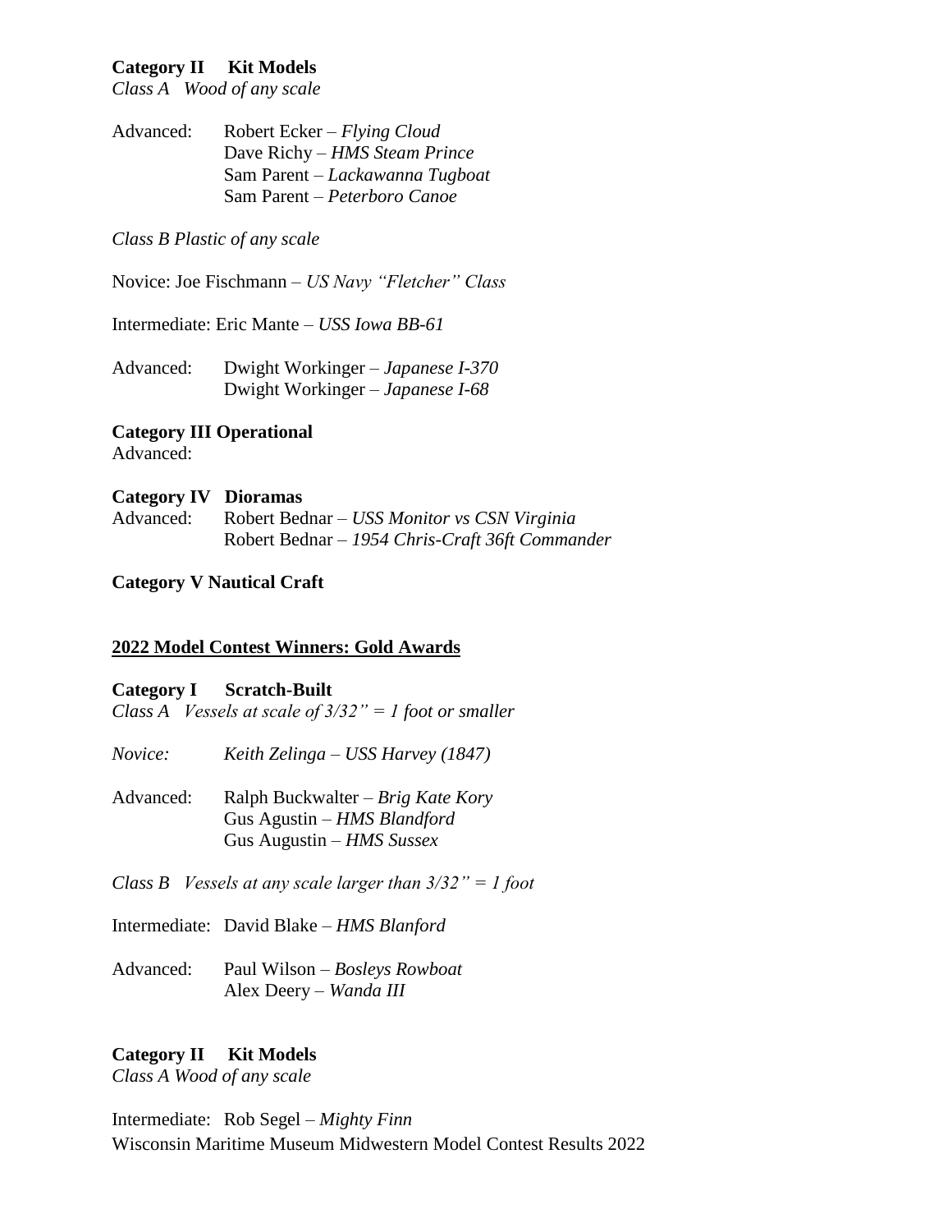**Category II Kit Models**
*Class A Wood of any scale*

Advanced: Robert Ecker – *Flying Cloud*
Dave Richy – *HMS Steam Prince*
Sam Parent – *Lackawanna Tugboat*
Sam Parent – *Peterboro Canoe*

*Class B Plastic of any scale*

Novice: Joe Fischmann – *US Navy "Fletcher" Class*

Intermediate: Eric Mante – *USS Iowa BB-61*

Advanced: Dwight Workinger – *Japanese I-370*
Dwight Workinger – *Japanese I-68*

**Category III Operational**
Advanced:

**Category IV Dioramas**
Advanced: Robert Bednar – *USS Monitor vs CSN Virginia*
Robert Bednar – *1954 Chris-Craft 36ft Commander*

**Category V Nautical Craft**

## 2022 Model Contest Winners: Gold Awards

**Category I Scratch-Built**
*Class A Vessels at scale of 3/32" = 1 foot or smaller*

*Novice: Keith Zelinga – USS Harvey (1847)*

Advanced: Ralph Buckwalter – *Brig Kate Kory*
Gus Agustin – *HMS Blandford*
Gus Augustin – *HMS Sussex*

*Class B Vessels at any scale larger than 3/32" = 1 foot*

Intermediate: David Blake – *HMS Blanford*

Advanced: Paul Wilson – *Bosleys Rowboat*
Alex Deery – *Wanda III*

**Category II Kit Models**
*Class A Wood of any scale*

Intermediate: Rob Segel – *Mighty Finn*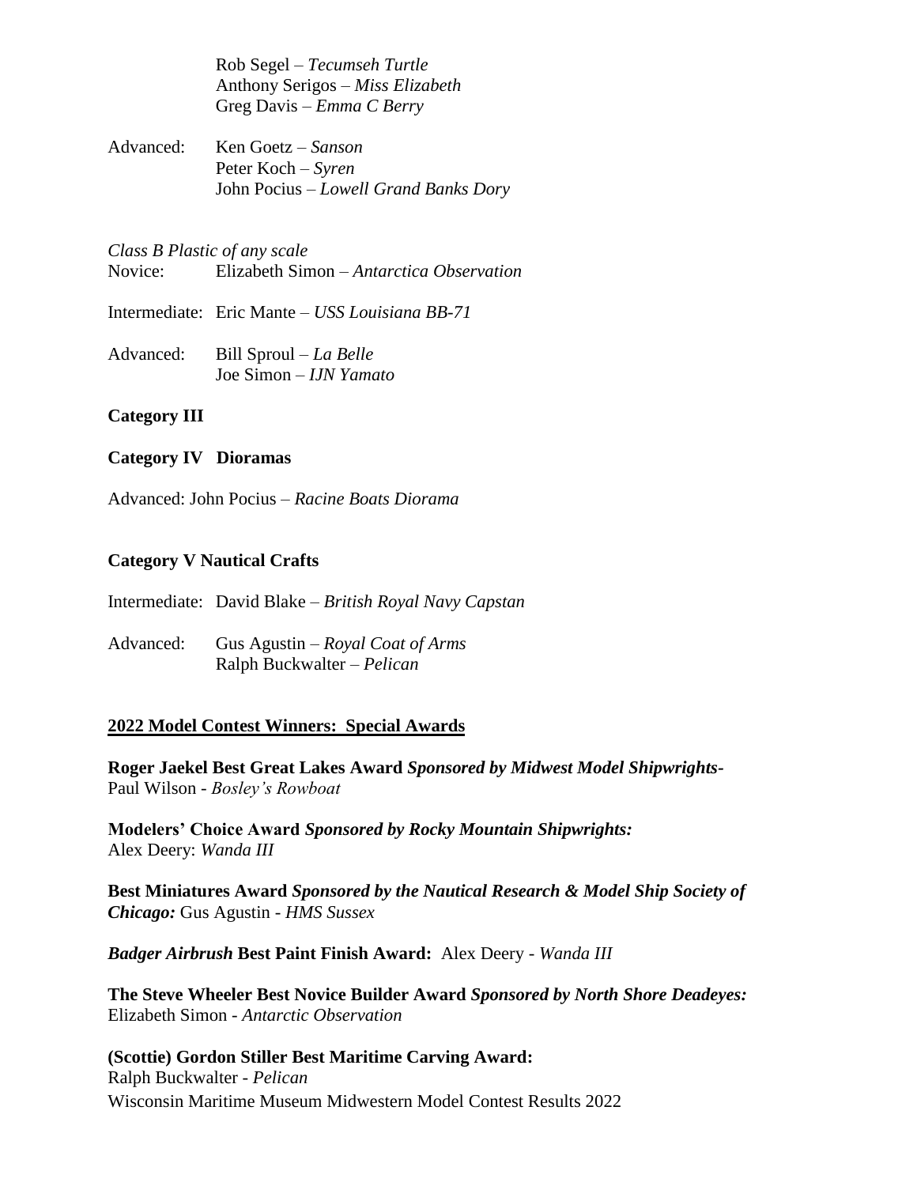Rob Segel – *Tecumseh Turtle*
Anthony Serigos – *Miss Elizabeth*
Greg Davis – *Emma C Berry*

Advanced: Ken Goetz – *Sanson*
Peter Koch – *Syren*
John Pocius – *Lowell Grand Banks Dory*

*Class B Plastic of any scale*

Novice: Elizabeth Simon – *Antarctica Observation*

Intermediate: Eric Mante – *USS Louisiana BB-71*

Advanced: Bill Sproul – *La Belle*
Joe Simon – *IJN Yamato*

**Category III**

**Category IV Dioramas**

Advanced: John Pocius – *Racine Boats Diorama*

**Category V Nautical Crafts**

Intermediate: David Blake – *British Royal Navy Capstan*

Advanced: Gus Agustin – *Royal Coat of Arms*
Ralph Buckwalter – *Pelican*

## 2022 Model Contest Winners: Special Awards

**Roger Jaekel Best Great Lakes Award** ***Sponsored by Midwest Model Shipwrights-***
Paul Wilson - *Bosley's Rowboat*

**Modelers' Choice Award** ***Sponsored by Rocky Mountain Shipwrights:***
Alex Deery: *Wanda III*

**Best Miniatures Award** ***Sponsored by the Nautical Research & Model Ship Society of Chicago:*** Gus Agustin - *HMS Sussex*

***Badger Airbrush*** **Best Paint Finish Award:** Alex Deery - *Wanda III*

**The Steve Wheeler Best Novice Builder Award** ***Sponsored by North Shore Deadeyes:***
Elizabeth Simon - *Antarctic Observation*

**(Scottie) Gordon Stiller Best Maritime Carving Award:**
Ralph Buckwalter - *Pelican*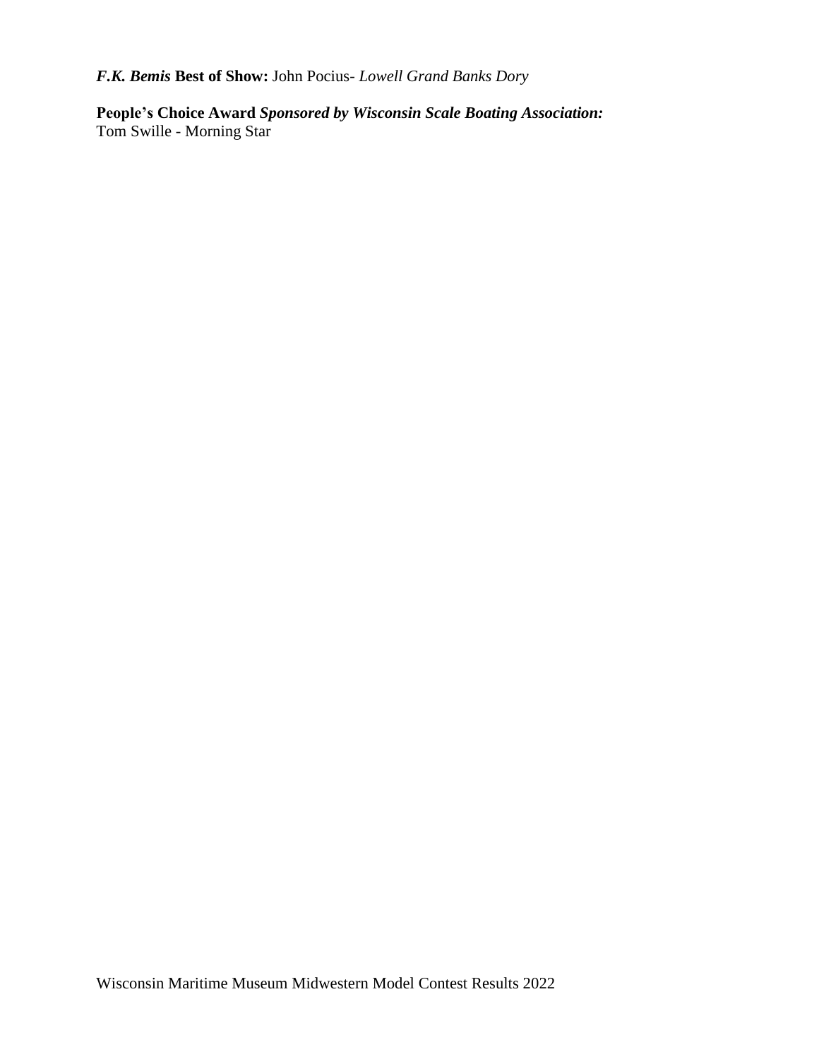***F.K. Bemis* Best of Show:** John Pocius- *Lowell Grand Banks Dory*

**People's Choice Award *Sponsored by Wisconsin Scale Boating Association:***
Tom Swille - Morning Star